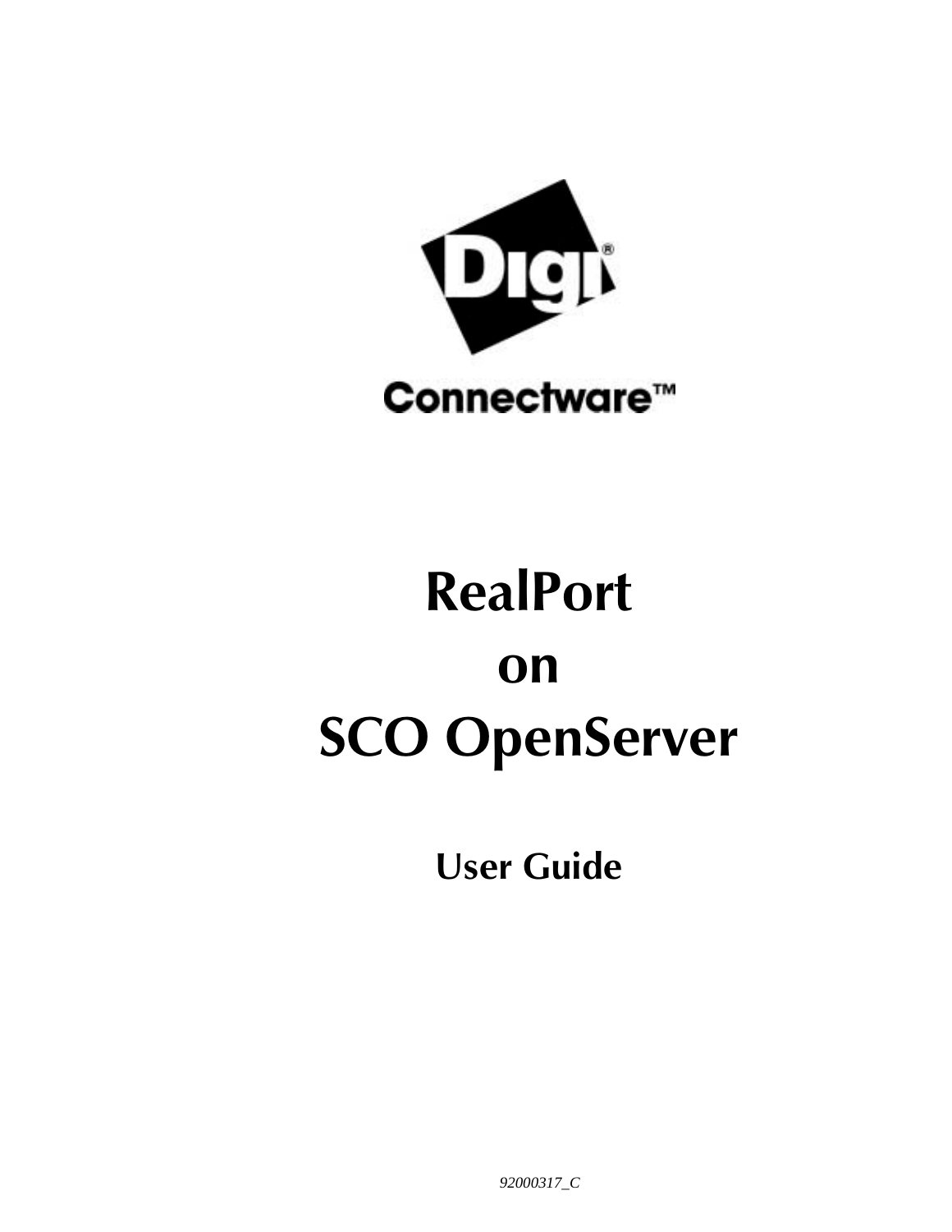Digi®

Connectware™

# RealPort on SCO OpenServer

## User Guide

*92000317_C*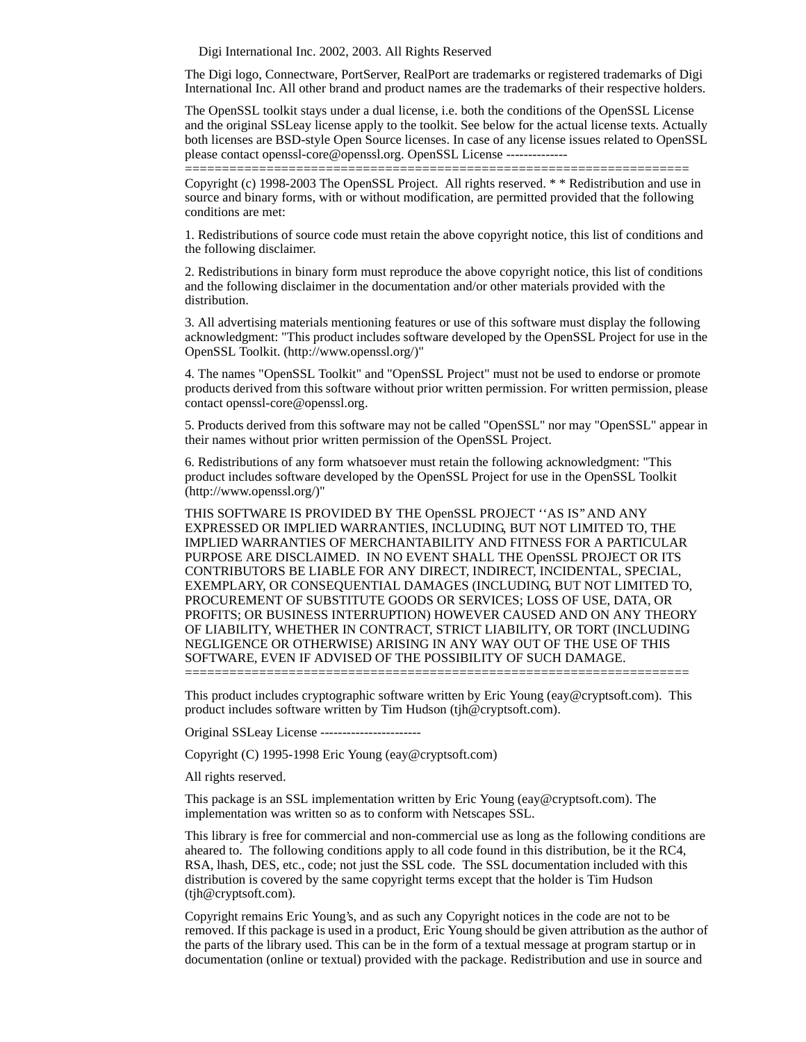Digi International Inc. 2002, 2003. All Rights Reserved

The Digi logo, Connectware, PortServer, RealPort are trademarks or registered trademarks of Digi International Inc. All other brand and product names are the trademarks of their respective holders.

The OpenSSL toolkit stays under a dual license, i.e. both the conditions of the OpenSSL License and the original SSLeay license apply to the toolkit. See below for the actual license texts. Actually both licenses are BSD-style Open Source licenses. In case of any license issues related to OpenSSL please contact openssl-core@openssl.org. OpenSSL License --------------
====================================================================

Copyright (c) 1998-2003 The OpenSSL Project. All rights reserved. * * Redistribution and use in source and binary forms, with or without modification, are permitted provided that the following conditions are met:

1. Redistributions of source code must retain the above copyright notice, this list of conditions and the following disclaimer.

2. Redistributions in binary form must reproduce the above copyright notice, this list of conditions and the following disclaimer in the documentation and/or other materials provided with the distribution.

3. All advertising materials mentioning features or use of this software must display the following acknowledgment: "This product includes software developed by the OpenSSL Project for use in the OpenSSL Toolkit. (http://www.openssl.org/)"

4. The names "OpenSSL Toolkit" and "OpenSSL Project" must not be used to endorse or promote products derived from this software without prior written permission. For written permission, please contact openssl-core@openssl.org.

5. Products derived from this software may not be called "OpenSSL" nor may "OpenSSL" appear in their names without prior written permission of the OpenSSL Project.

6. Redistributions of any form whatsoever must retain the following acknowledgment: "This product includes software developed by the OpenSSL Project for use in the OpenSSL Toolkit (http://www.openssl.org/)"

THIS SOFTWARE IS PROVIDED BY THE OpenSSL PROJECT ‘‘AS IS’’ AND ANY EXPRESSED OR IMPLIED WARRANTIES, INCLUDING, BUT NOT LIMITED TO, THE IMPLIED WARRANTIES OF MERCHANTABILITY AND FITNESS FOR A PARTICULAR PURPOSE ARE DISCLAIMED. IN NO EVENT SHALL THE OpenSSL PROJECT OR ITS CONTRIBUTORS BE LIABLE FOR ANY DIRECT, INDIRECT, INCIDENTAL, SPECIAL, EXEMPLARY, OR CONSEQUENTIAL DAMAGES (INCLUDING, BUT NOT LIMITED TO, PROCUREMENT OF SUBSTITUTE GOODS OR SERVICES; LOSS OF USE, DATA, OR PROFITS; OR BUSINESS INTERRUPTION) HOWEVER CAUSED AND ON ANY THEORY OF LIABILITY, WHETHER IN CONTRACT, STRICT LIABILITY, OR TORT (INCLUDING NEGLIGENCE OR OTHERWISE) ARISING IN ANY WAY OUT OF THE USE OF THIS SOFTWARE, EVEN IF ADVISED OF THE POSSIBILITY OF SUCH DAMAGE.
====================================================================

This product includes cryptographic software written by Eric Young (eay@cryptsoft.com). This product includes software written by Tim Hudson (tjh@cryptsoft.com).

Original SSLeay License -----------------------

Copyright (C) 1995-1998 Eric Young (eay@cryptsoft.com)

All rights reserved.

This package is an SSL implementation written by Eric Young (eay@cryptsoft.com). The implementation was written so as to conform with Netscapes SSL.

This library is free for commercial and non-commercial use as long as the following conditions are aheared to. The following conditions apply to all code found in this distribution, be it the RC4, RSA, lhash, DES, etc., code; not just the SSL code. The SSL documentation included with this distribution is covered by the same copyright terms except that the holder is Tim Hudson (tjh@cryptsoft.com).

Copyright remains Eric Young’s, and as such any Copyright notices in the code are not to be removed. If this package is used in a product, Eric Young should be given attribution as the author of the parts of the library used. This can be in the form of a textual message at program startup or in documentation (online or textual) provided with the package. Redistribution and use in source and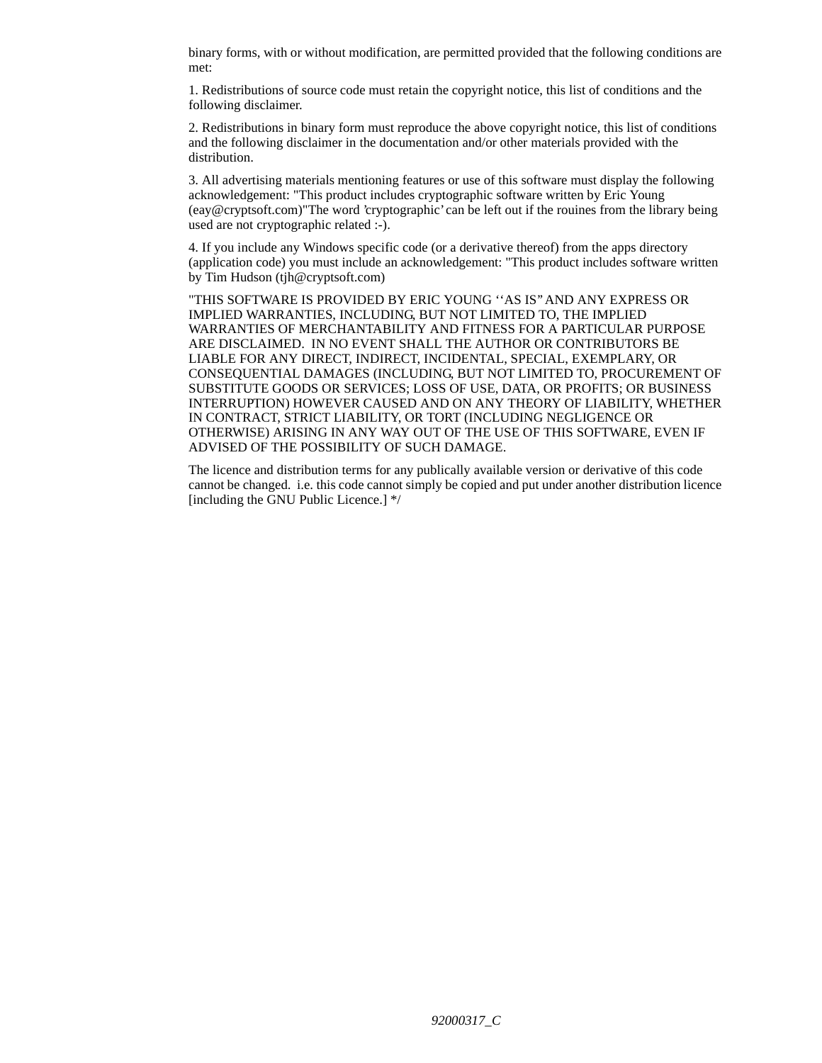binary forms, with or without modification, are permitted provided that the following conditions are met:

1. Redistributions of source code must retain the copyright notice, this list of conditions and the following disclaimer.

2. Redistributions in binary form must reproduce the above copyright notice, this list of conditions and the following disclaimer in the documentation and/or other materials provided with the distribution.

3. All advertising materials mentioning features or use of this software must display the following acknowledgement: "This product includes cryptographic software written by Eric Young (eay@cryptsoft.com)"The word 'cryptographic' can be left out if the rouines from the library being used are not cryptographic related :-).

4. If you include any Windows specific code (or a derivative thereof) from the apps directory (application code) you must include an acknowledgement: "This product includes software written by Tim Hudson (tjh@cryptsoft.com)

"THIS SOFTWARE IS PROVIDED BY ERIC YOUNG ''AS IS'' AND ANY EXPRESS OR IMPLIED WARRANTIES, INCLUDING, BUT NOT LIMITED TO, THE IMPLIED WARRANTIES OF MERCHANTABILITY AND FITNESS FOR A PARTICULAR PURPOSE ARE DISCLAIMED. IN NO EVENT SHALL THE AUTHOR OR CONTRIBUTORS BE LIABLE FOR ANY DIRECT, INDIRECT, INCIDENTAL, SPECIAL, EXEMPLARY, OR CONSEQUENTIAL DAMAGES (INCLUDING, BUT NOT LIMITED TO, PROCUREMENT OF SUBSTITUTE GOODS OR SERVICES; LOSS OF USE, DATA, OR PROFITS; OR BUSINESS INTERRUPTION) HOWEVER CAUSED AND ON ANY THEORY OF LIABILITY, WHETHER IN CONTRACT, STRICT LIABILITY, OR TORT (INCLUDING NEGLIGENCE OR OTHERWISE) ARISING IN ANY WAY OUT OF THE USE OF THIS SOFTWARE, EVEN IF ADVISED OF THE POSSIBILITY OF SUCH DAMAGE.

The licence and distribution terms for any publically available version or derivative of this code cannot be changed. i.e. this code cannot simply be copied and put under another distribution licence [including the GNU Public Licence.] */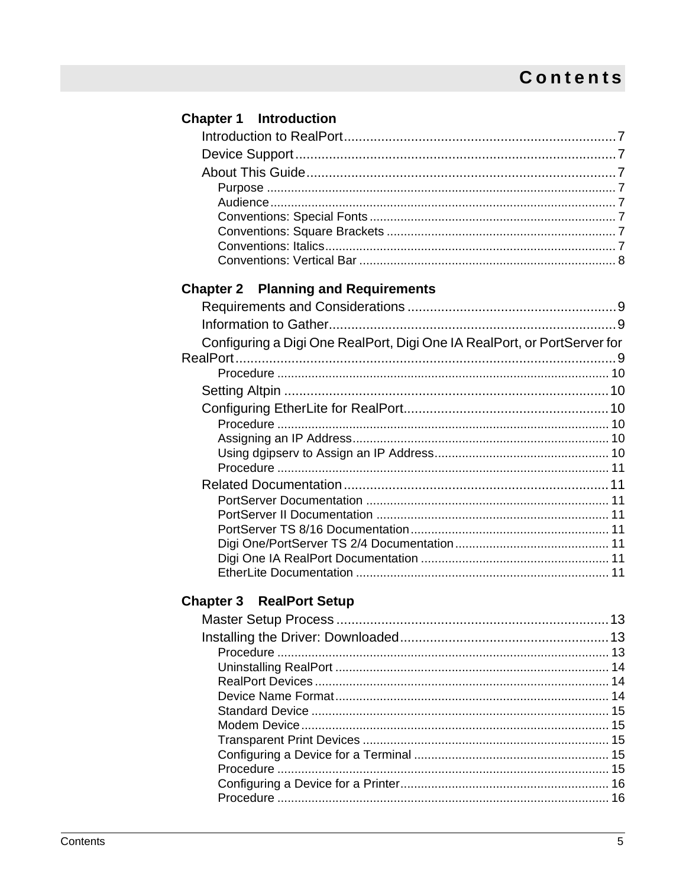# Contents

**Chapter 1 Introduction**

Introduction to RealPort .......... 7
Device Support .......... 7
About This Guide .......... 7
- Purpose .......... 7
- Audience .......... 7
- Conventions: Special Fonts .......... 7
- Conventions: Square Brackets .......... 7
- Conventions: Italics .......... 7
- Conventions: Vertical Bar .......... 8

**Chapter 2 Planning and Requirements**

Requirements and Considerations .......... 9
Information to Gather .......... 9
Configuring a Digi One RealPort, Digi One IA RealPort, or PortServer for RealPort .......... 9
- Procedure .......... 10

Setting Altpin .......... 10
Configuring EtherLite for RealPort .......... 10
- Procedure .......... 10
- Assigning an IP Address .......... 10
- Using dgipserv to Assign an IP Address .......... 10
- Procedure .......... 11

Related Documentation .......... 11
- PortServer Documentation .......... 11
- PortServer II Documentation .......... 11
- PortServer TS 8/16 Documentation .......... 11
- Digi One/PortServer TS 2/4 Documentation .......... 11
- Digi One IA RealPort Documentation .......... 11
- EtherLite Documentation .......... 11

**Chapter 3 RealPort Setup**

Master Setup Process .......... 13
Installing the Driver: Downloaded .......... 13
- Procedure .......... 13
- Uninstalling RealPort .......... 14
- RealPort Devices .......... 14
- Device Name Format .......... 14
- Standard Device .......... 15
- Modem Device .......... 15
- Transparent Print Devices .......... 15
- Configuring a Device for a Terminal .......... 15
- Procedure .......... 15
- Configuring a Device for a Printer .......... 16
- Procedure .......... 16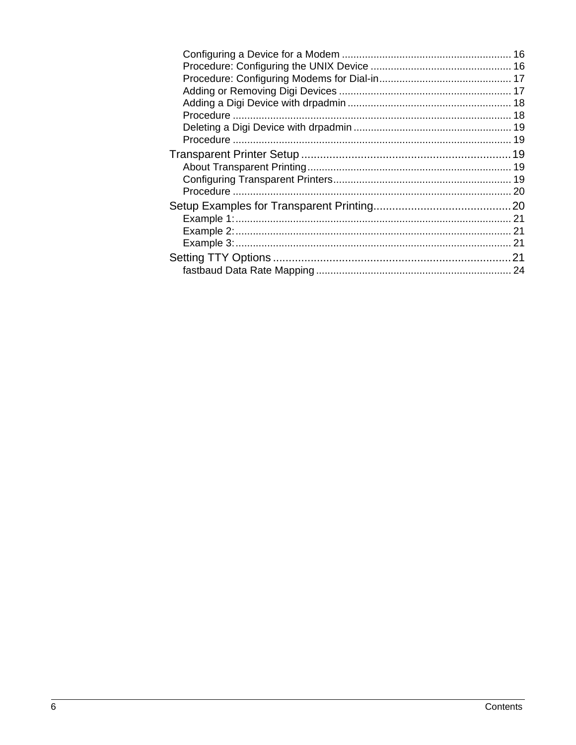Configuring a Device for a Modem .......................................................... 16
Procedure: Configuring the UNIX Device ................................................ 16
Procedure: Configuring Modems for Dial-in............................................. 17
Adding or Removing Digi Devices ........................................................... 17
Adding a Digi Device with drpadmin ........................................................ 18
Procedure ................................................................................................ 18
Deleting a Digi Device with drpadmin ...................................................... 19
Procedure ................................................................................................ 19

Transparent Printer Setup ................................................................... 19
About Transparent Printing...................................................................... 19
Configuring Transparent Printers............................................................. 19
Procedure ................................................................................................ 20

Setup Examples for Transparent Printing........................................... 20
Example 1:............................................................................................... 21
Example 2:............................................................................................... 21
Example 3:............................................................................................... 21

Setting TTY Options ........................................................................... 21
fastbaud Data Rate Mapping ................................................................... 24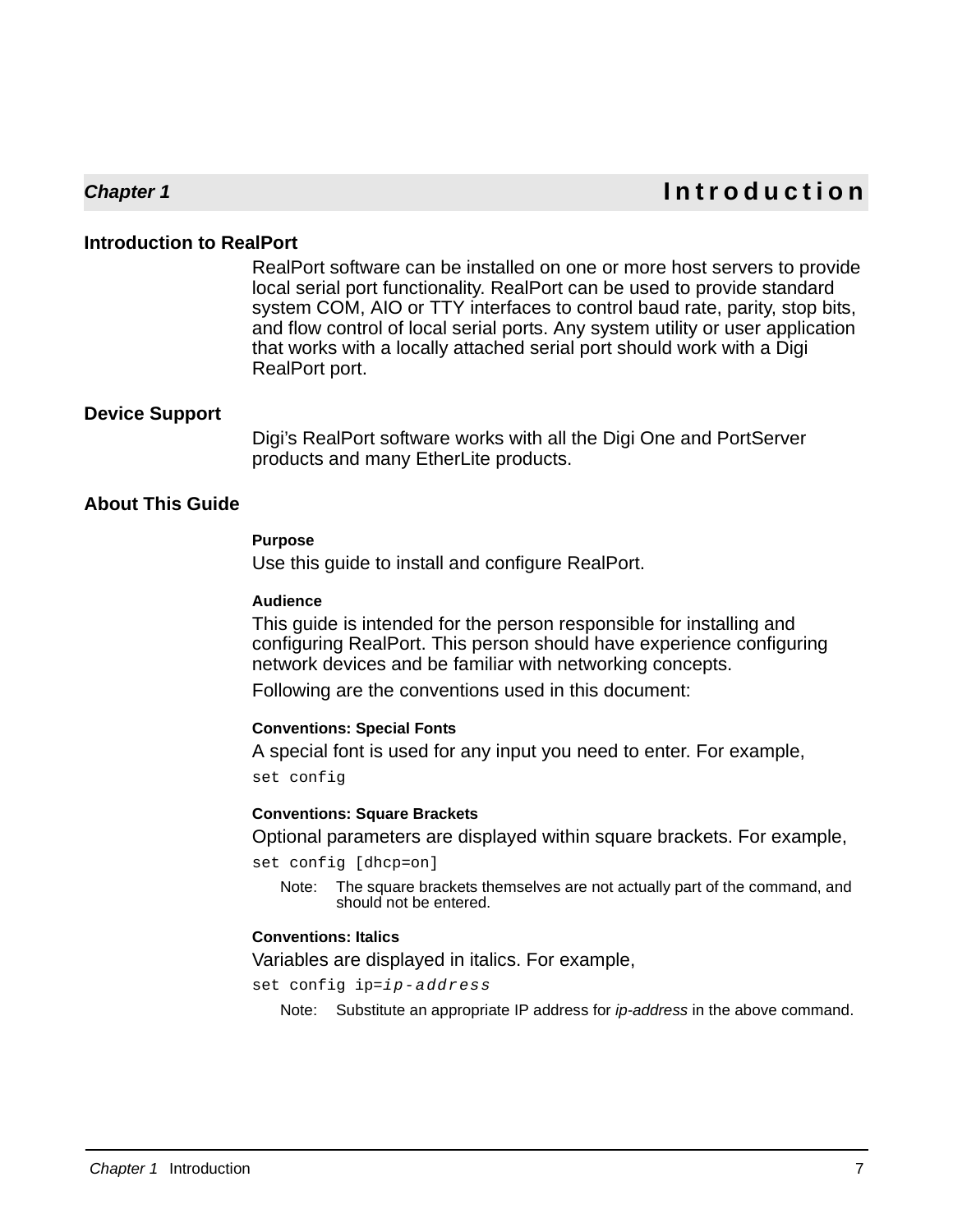# Chapter 1 Introduction

## Introduction to RealPort

RealPort software can be installed on one or more host servers to provide local serial port functionality. RealPort can be used to provide standard system COM, AIO or TTY interfaces to control baud rate, parity, stop bits, and flow control of local serial ports. Any system utility or user application that works with a locally attached serial port should work with a Digi RealPort port.

## Device Support

Digi's RealPort software works with all the Digi One and PortServer products and many EtherLite products.

## About This Guide

### Purpose

Use this guide to install and configure RealPort.

### Audience

This guide is intended for the person responsible for installing and configuring RealPort. This person should have experience configuring network devices and be familiar with networking concepts.

Following are the conventions used in this document:

### Conventions: Special Fonts

A special font is used for any input you need to enter. For example,

```
set config
```

### Conventions: Square Brackets

Optional parameters are displayed within square brackets. For example,

```
set config [dhcp=on]
```

Note: The square brackets themselves are not actually part of the command, and should not be entered.

### Conventions: Italics

Variables are displayed in italics. For example,

`set config ip=`*`ip-address`*

Note: Substitute an appropriate IP address for *ip-address* in the above command.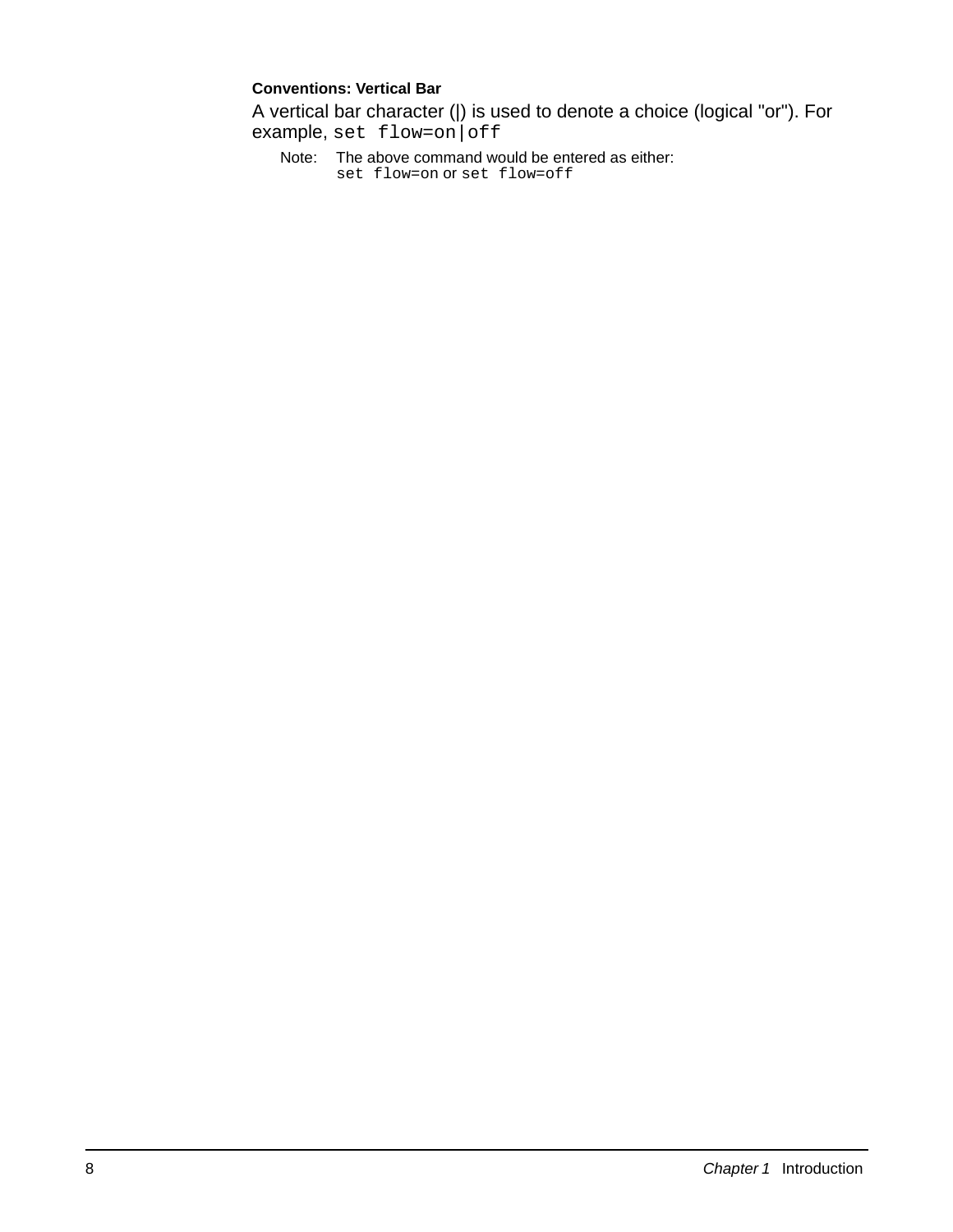#### Conventions: Vertical Bar

A vertical bar character (|) is used to denote a choice (logical "or"). For example, `set flow=on|off`

Note: The above command would be entered as either:
`set flow=on` or `set flow=off`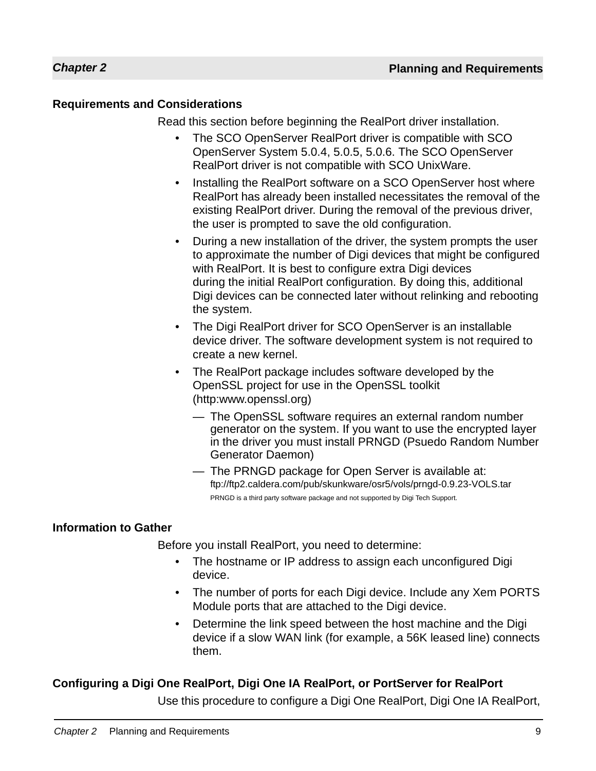## Requirements and Considerations

Read this section before beginning the RealPort driver installation.

- The SCO OpenServer RealPort driver is compatible with SCO OpenServer System 5.0.4, 5.0.5, 5.0.6. The SCO OpenServer RealPort driver is not compatible with SCO UnixWare.
- Installing the RealPort software on a SCO OpenServer host where RealPort has already been installed necessitates the removal of the existing RealPort driver. During the removal of the previous driver, the user is prompted to save the old configuration.
- During a new installation of the driver, the system prompts the user to approximate the number of Digi devices that might be configured with RealPort. It is best to configure extra Digi devices during the initial RealPort configuration. By doing this, additional Digi devices can be connected later without relinking and rebooting the system.
- The Digi RealPort driver for SCO OpenServer is an installable device driver. The software development system is not required to create a new kernel.
- The RealPort package includes software developed by the OpenSSL project for use in the OpenSSL toolkit (http:www.openssl.org)
  - The OpenSSL software requires an external random number generator on the system. If you want to use the encrypted layer in the driver you must install PRNGD (Psuedo Random Number Generator Daemon)
  - The PRNGD package for Open Server is available at: ftp://ftp2.caldera.com/pub/skunkware/osr5/vols/prngd-0.9.23-VOLS.tar

    PRNGD is a third party software package and not supported by Digi Tech Support.

## Information to Gather

Before you install RealPort, you need to determine:

- The hostname or IP address to assign each unconfigured Digi device.
- The number of ports for each Digi device. Include any Xem PORTS Module ports that are attached to the Digi device.
- Determine the link speed between the host machine and the Digi device if a slow WAN link (for example, a 56K leased line) connects them.

## Configuring a Digi One RealPort, Digi One IA RealPort, or PortServer for RealPort

Use this procedure to configure a Digi One RealPort, Digi One IA RealPort,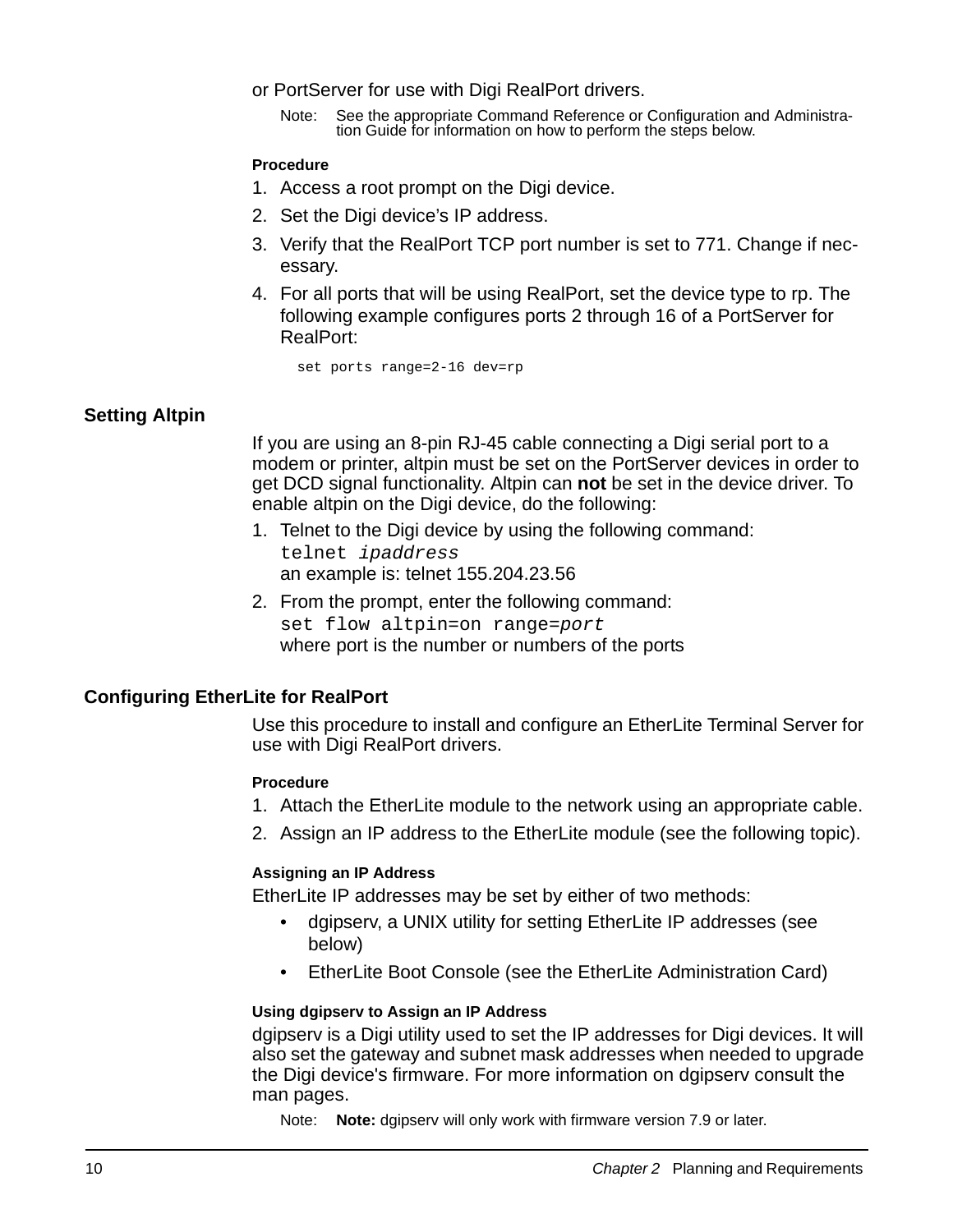or PortServer for use with Digi RealPort drivers.

Note: See the appropriate Command Reference or Configuration and Administration Guide for information on how to perform the steps below.

**Procedure**

1. Access a root prompt on the Digi device.
2. Set the Digi device's IP address.
3. Verify that the RealPort TCP port number is set to 771. Change if necessary.
4. For all ports that will be using RealPort, set the device type to rp. The following example configures ports 2 through 16 of a PortServer for RealPort:

```
set ports range=2-16 dev=rp
```

## Setting Altpin

If you are using an 8-pin RJ-45 cable connecting a Digi serial port to a modem or printer, altpin must be set on the PortServer devices in order to get DCD signal functionality. Altpin can **not** be set in the device driver. To enable altpin on the Digi device, do the following:

1. Telnet to the Digi device by using the following command:
   `telnet` *`ipaddress`*
   an example is: telnet 155.204.23.56
2. From the prompt, enter the following command:
   `set flow altpin=on range=`*`port`*
   where port is the number or numbers of the ports

## Configuring EtherLite for RealPort

Use this procedure to install and configure an EtherLite Terminal Server for use with Digi RealPort drivers.

**Procedure**

1. Attach the EtherLite module to the network using an appropriate cable.
2. Assign an IP address to the EtherLite module (see the following topic).

### Assigning an IP Address

EtherLite IP addresses may be set by either of two methods:

- dgipserv, a UNIX utility for setting EtherLite IP addresses (see below)
- EtherLite Boot Console (see the EtherLite Administration Card)

### Using dgipserv to Assign an IP Address

dgipserv is a Digi utility used to set the IP addresses for Digi devices. It will also set the gateway and subnet mask addresses when needed to upgrade the Digi device's firmware. For more information on dgipserv consult the man pages.

Note: **Note:** dgipserv will only work with firmware version 7.9 or later.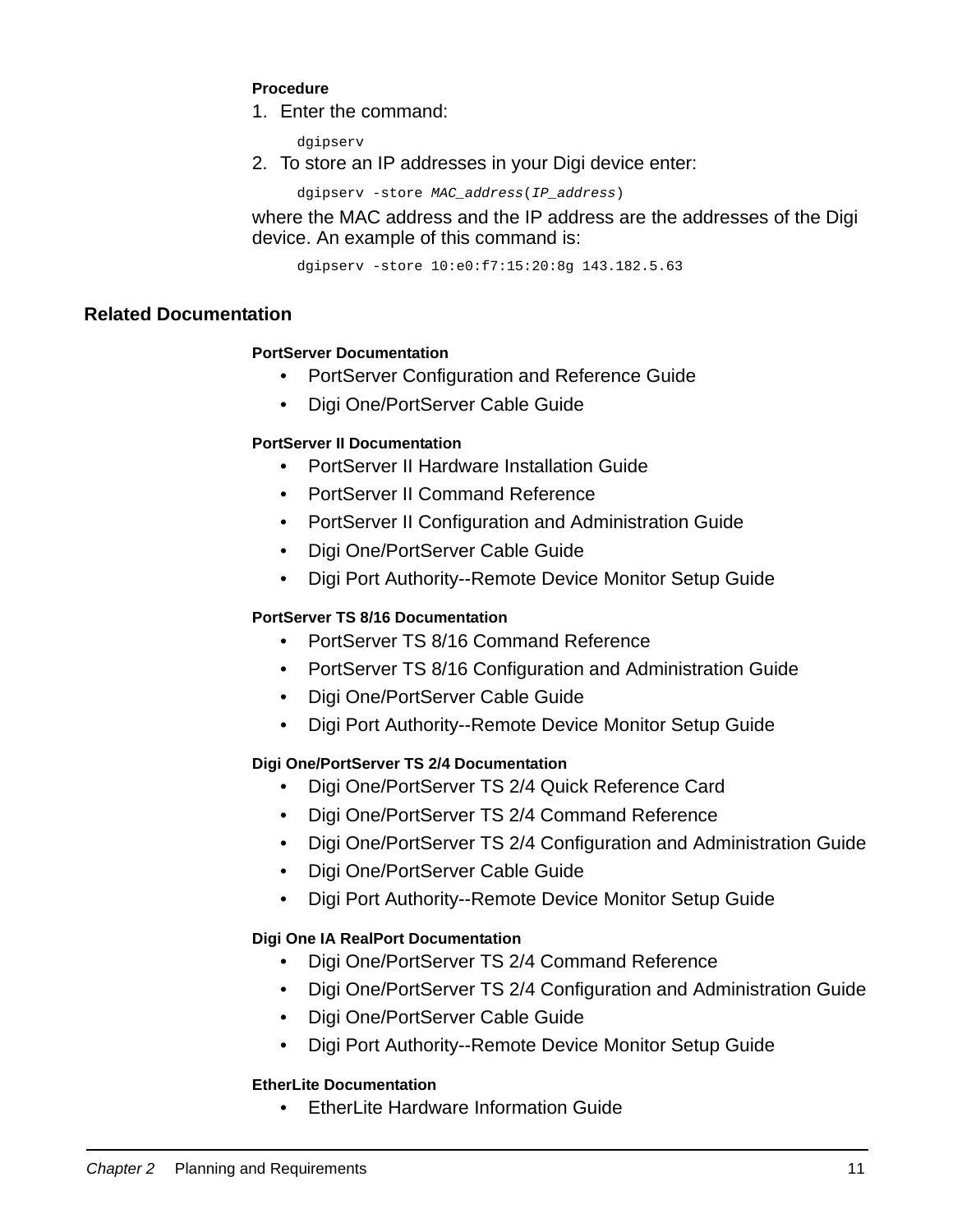**Procedure**

1. Enter the command:

```
dgipserv
```

2. To store an IP addresses in your Digi device enter:

```
dgipserv -store MAC_address(IP_address)
```

where the MAC address and the IP address are the addresses of the Digi device. An example of this command is:

```
dgipserv -store 10:e0:f7:15:20:8g 143.182.5.63
```

## Related Documentation

**PortServer Documentation**

- PortServer Configuration and Reference Guide
- Digi One/PortServer Cable Guide

**PortServer II Documentation**

- PortServer II Hardware Installation Guide
- PortServer II Command Reference
- PortServer II Configuration and Administration Guide
- Digi One/PortServer Cable Guide
- Digi Port Authority--Remote Device Monitor Setup Guide

**PortServer TS 8/16 Documentation**

- PortServer TS 8/16 Command Reference
- PortServer TS 8/16 Configuration and Administration Guide
- Digi One/PortServer Cable Guide
- Digi Port Authority--Remote Device Monitor Setup Guide

**Digi One/PortServer TS 2/4 Documentation**

- Digi One/PortServer TS 2/4 Quick Reference Card
- Digi One/PortServer TS 2/4 Command Reference
- Digi One/PortServer TS 2/4 Configuration and Administration Guide
- Digi One/PortServer Cable Guide
- Digi Port Authority--Remote Device Monitor Setup Guide

**Digi One IA RealPort Documentation**

- Digi One/PortServer TS 2/4 Command Reference
- Digi One/PortServer TS 2/4 Configuration and Administration Guide
- Digi One/PortServer Cable Guide
- Digi Port Authority--Remote Device Monitor Setup Guide

**EtherLite Documentation**

- EtherLite Hardware Information Guide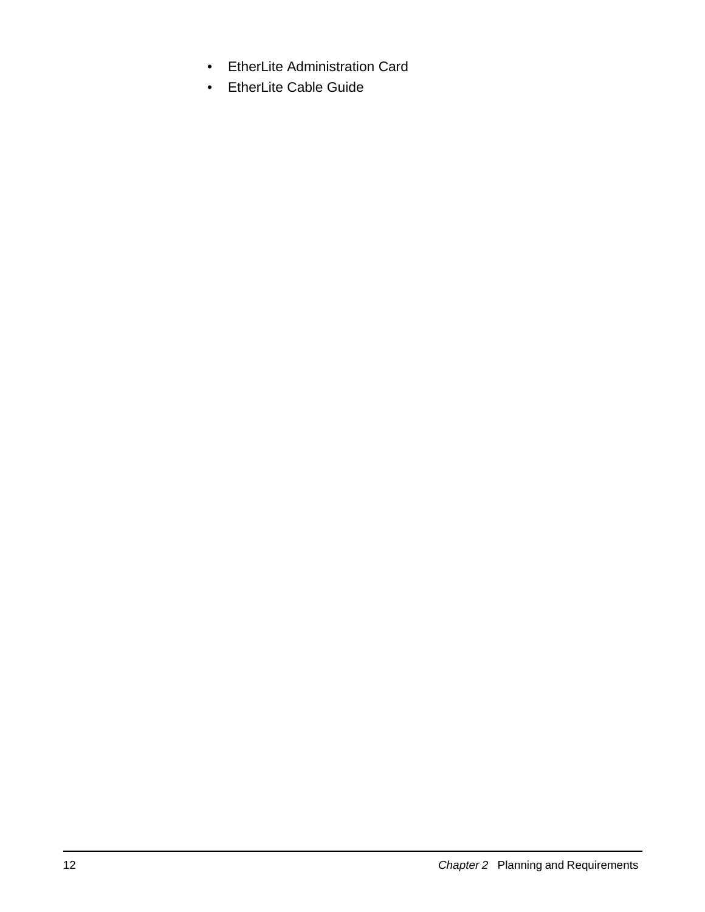- EtherLite Administration Card
- EtherLite Cable Guide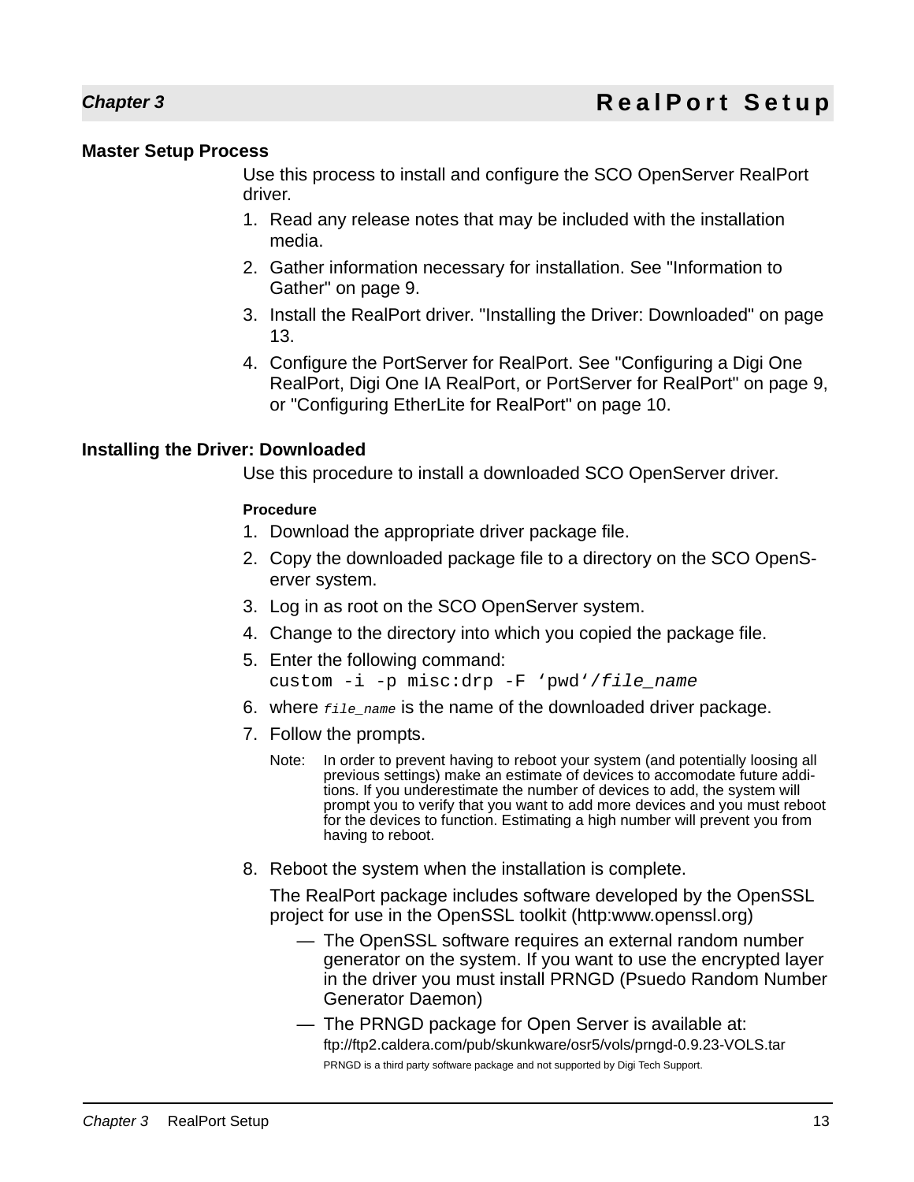## Master Setup Process

Use this process to install and configure the SCO OpenServer RealPort driver.

1. Read any release notes that may be included with the installation media.
2. Gather information necessary for installation. See "Information to Gather" on page 9.
3. Install the RealPort driver. "Installing the Driver: Downloaded" on page 13.
4. Configure the PortServer for RealPort. See "Configuring a Digi One RealPort, Digi One IA RealPort, or PortServer for RealPort" on page 9, or "Configuring EtherLite for RealPort" on page 10.

## Installing the Driver: Downloaded

Use this procedure to install a downloaded SCO OpenServer driver.

#### Procedure

1. Download the appropriate driver package file.
2. Copy the downloaded package file to a directory on the SCO OpenServer system.
3. Log in as root on the SCO OpenServer system.
4. Change to the directory into which you copied the package file.
5. Enter the following command:
   `custom -i -p misc:drp -F ‘pwd‘/file_name`
6. where `file_name` is the name of the downloaded driver package.
7. Follow the prompts.

   Note: In order to prevent having to reboot your system (and potentially loosing all previous settings) make an estimate of devices to accomodate future additions. If you underestimate the number of devices to add, the system will prompt you to verify that you want to add more devices and you must reboot for the devices to function. Estimating a high number will prevent you from having to reboot.

8. Reboot the system when the installation is complete.

   The RealPort package includes software developed by the OpenSSL project for use in the OpenSSL toolkit (http:www.openssl.org)

   — The OpenSSL software requires an external random number generator on the system. If you want to use the encrypted layer in the driver you must install PRNGD (Psuedo Random Number Generator Daemon)

   — The PRNGD package for Open Server is available at:
   ftp://ftp2.caldera.com/pub/skunkware/osr5/vols/prngd-0.9.23-VOLS.tar
   PRNGD is a third party software package and not supported by Digi Tech Support.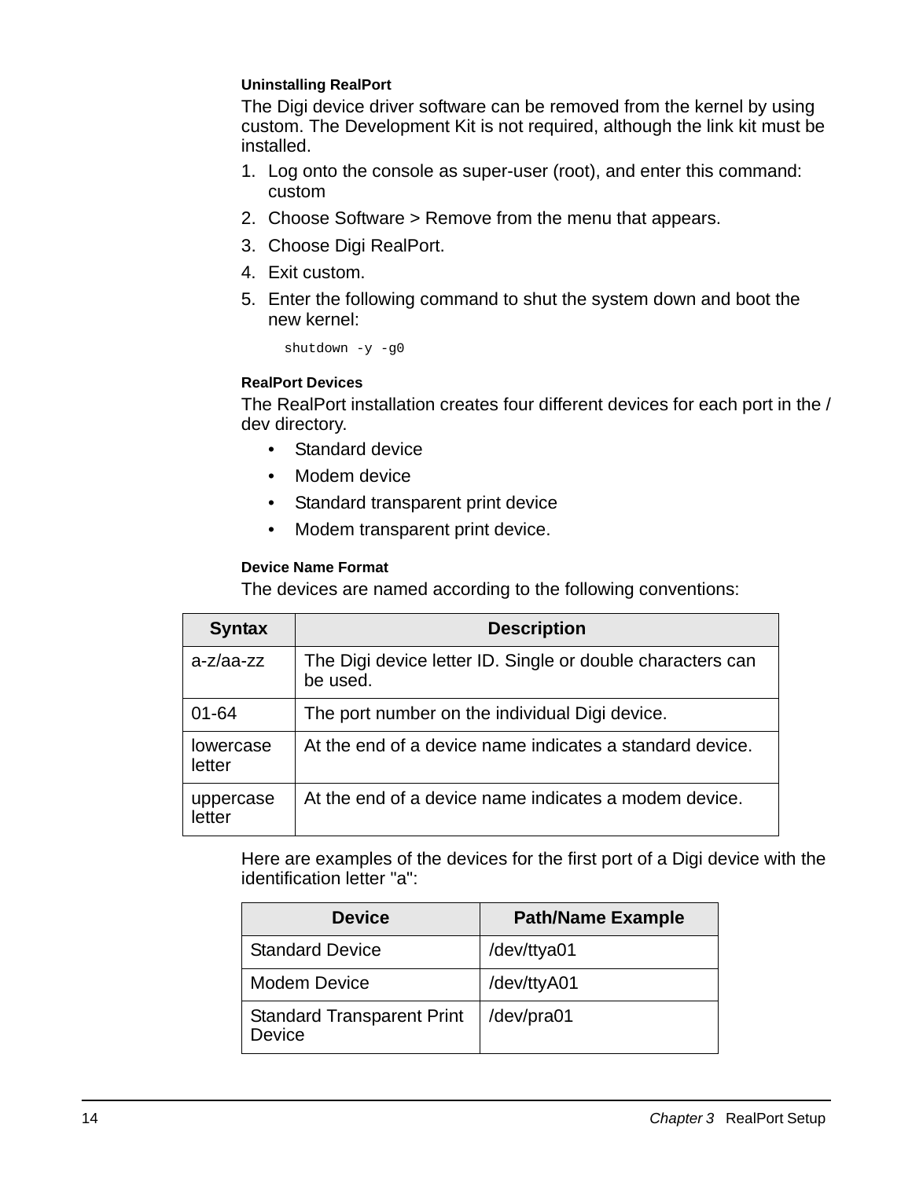### Uninstalling RealPort

The Digi device driver software can be removed from the kernel by using custom. The Development Kit is not required, although the link kit must be installed.

1. Log onto the console as super-user (root), and enter this command: custom
2. Choose Software > Remove from the menu that appears.
3. Choose Digi RealPort.
4. Exit custom.
5. Enter the following command to shut the system down and boot the new kernel:

```
shutdown -y -g0
```

### RealPort Devices

The RealPort installation creates four different devices for each port in the /dev directory.

- Standard device
- Modem device
- Standard transparent print device
- Modem transparent print device.

### Device Name Format

The devices are named according to the following conventions:

| Syntax | Description |
|---|---|
| a-z/aa-zz | The Digi device letter ID. Single or double characters can be used. |
| 01-64 | The port number on the individual Digi device. |
| lowercase letter | At the end of a device name indicates a standard device. |
| uppercase letter | At the end of a device name indicates a modem device. |

Here are examples of the devices for the first port of a Digi device with the identification letter "a":

| Device | Path/Name Example |
|---|---|
| Standard Device | /dev/ttya01 |
| Modem Device | /dev/ttyA01 |
| Standard Transparent Print Device | /dev/pra01 |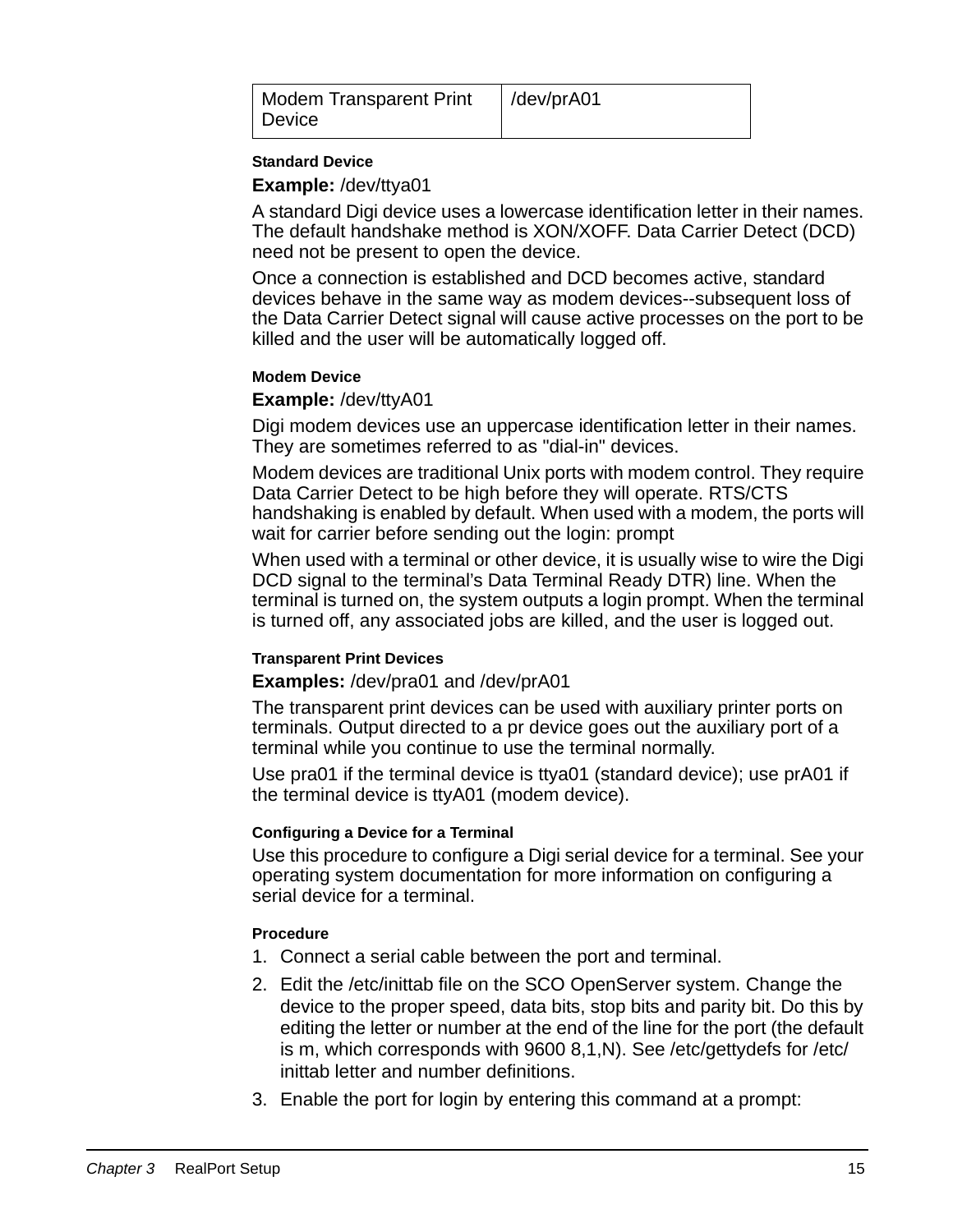| Modem Transparent Print Device | /dev/prA01 |
|---|---|

#### Standard Device

**Example:** /dev/ttya01

A standard Digi device uses a lowercase identification letter in their names. The default handshake method is XON/XOFF. Data Carrier Detect (DCD) need not be present to open the device.

Once a connection is established and DCD becomes active, standard devices behave in the same way as modem devices--subsequent loss of the Data Carrier Detect signal will cause active processes on the port to be killed and the user will be automatically logged off.

#### Modem Device

**Example:** /dev/ttyA01

Digi modem devices use an uppercase identification letter in their names. They are sometimes referred to as "dial-in" devices.

Modem devices are traditional Unix ports with modem control. They require Data Carrier Detect to be high before they will operate. RTS/CTS handshaking is enabled by default. When used with a modem, the ports will wait for carrier before sending out the login: prompt

When used with a terminal or other device, it is usually wise to wire the Digi DCD signal to the terminal's Data Terminal Ready DTR) line. When the terminal is turned on, the system outputs a login prompt. When the terminal is turned off, any associated jobs are killed, and the user is logged out.

#### Transparent Print Devices

**Examples:** /dev/pra01 and /dev/prA01

The transparent print devices can be used with auxiliary printer ports on terminals. Output directed to a pr device goes out the auxiliary port of a terminal while you continue to use the terminal normally.

Use pra01 if the terminal device is ttya01 (standard device); use prA01 if the terminal device is ttyA01 (modem device).

#### Configuring a Device for a Terminal

Use this procedure to configure a Digi serial device for a terminal. See your operating system documentation for more information on configuring a serial device for a terminal.

#### Procedure

1. Connect a serial cable between the port and terminal.
2. Edit the /etc/inittab file on the SCO OpenServer system. Change the device to the proper speed, data bits, stop bits and parity bit. Do this by editing the letter or number at the end of the line for the port (the default is m, which corresponds with 9600 8,1,N). See /etc/gettydefs for /etc/inittab letter and number definitions.
3. Enable the port for login by entering this command at a prompt: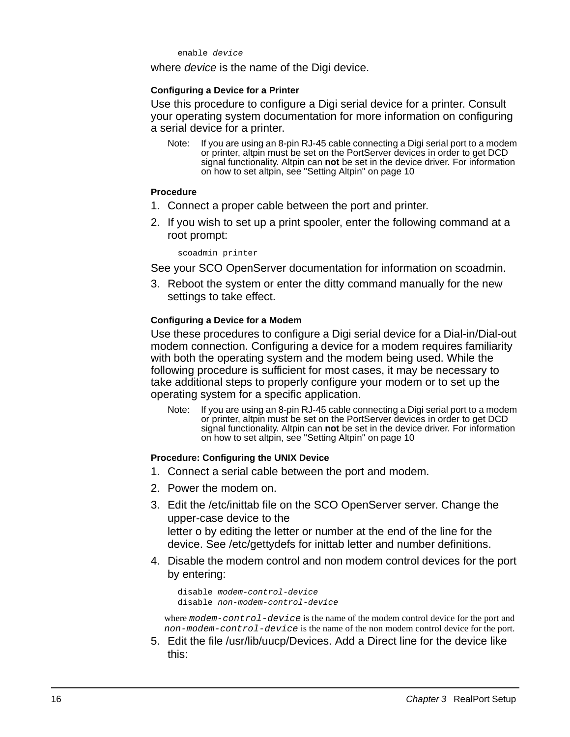```
enable device
```

where *device* is the name of the Digi device.

#### Configuring a Device for a Printer

Use this procedure to configure a Digi serial device for a printer. Consult your operating system documentation for more information on configuring a serial device for a printer.

Note: If you are using an 8-pin RJ-45 cable connecting a Digi serial port to a modem or printer, altpin must be set on the PortServer devices in order to get DCD signal functionality. Altpin can **not** be set in the device driver. For information on how to set altpin, see "Setting Altpin" on page 10

#### Procedure

1. Connect a proper cable between the port and printer.
2. If you wish to set up a print spooler, enter the following command at a root prompt:

```
scoadmin printer
```

See your SCO OpenServer documentation for information on scoadmin.

3. Reboot the system or enter the ditty command manually for the new settings to take effect.

#### Configuring a Device for a Modem

Use these procedures to configure a Digi serial device for a Dial-in/Dial-out modem connection. Configuring a device for a modem requires familiarity with both the operating system and the modem being used. While the following procedure is sufficient for most cases, it may be necessary to take additional steps to properly configure your modem or to set up the operating system for a specific application.

Note: If you are using an 8-pin RJ-45 cable connecting a Digi serial port to a modem or printer, altpin must be set on the PortServer devices in order to get DCD signal functionality. Altpin can **not** be set in the device driver. For information on how to set altpin, see "Setting Altpin" on page 10

#### Procedure: Configuring the UNIX Device

1. Connect a serial cable between the port and modem.
2. Power the modem on.
3. Edit the /etc/inittab file on the SCO OpenServer server. Change the upper-case device to the
   letter o by editing the letter or number at the end of the line for the device. See /etc/gettydefs for inittab letter and number definitions.
4. Disable the modem control and non modem control devices for the port by entering:

```
disable modem-control-device
disable non-modem-control-device
```

where `modem-control-device` is the name of the modem control device for the port and `non-modem-control-device` is the name of the non modem control device for the port.

5. Edit the file /usr/lib/uucp/Devices. Add a Direct line for the device like this: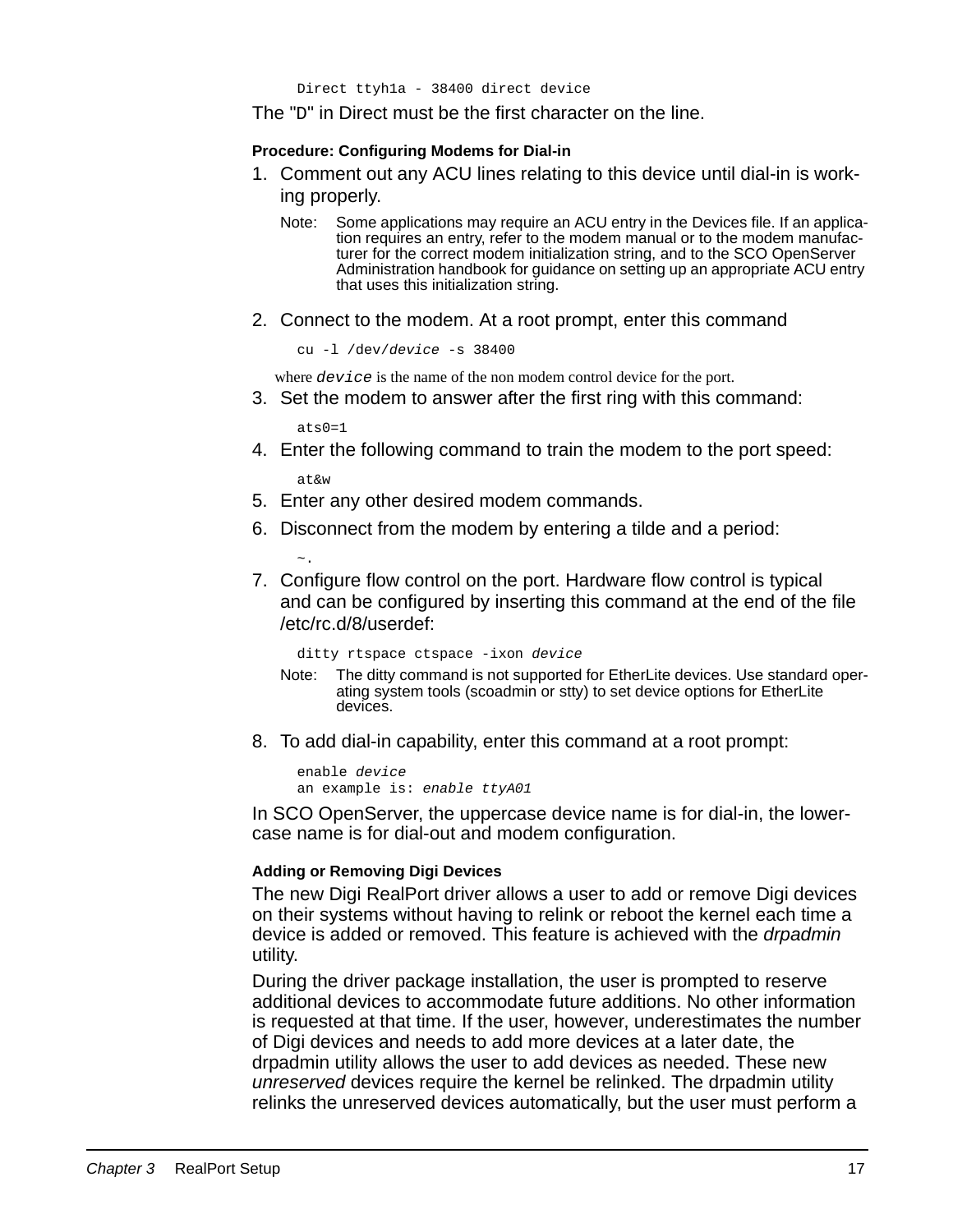```
Direct ttyh1a - 38400 direct device
```

The "D" in Direct must be the first character on the line.

#### Procedure: Configuring Modems for Dial-in

1. Comment out any ACU lines relating to this device until dial-in is working properly.

   Note: Some applications may require an ACU entry in the Devices file. If an application requires an entry, refer to the modem manual or to the modem manufacturer for the correct modem initialization string, and to the SCO OpenServer Administration handbook for guidance on setting up an appropriate ACU entry that uses this initialization string.

2. Connect to the modem. At a root prompt, enter this command

   ```
   cu -l /dev/device -s 38400
   ```

   where *device* is the name of the non modem control device for the port.

3. Set the modem to answer after the first ring with this command:

   ```
   ats0=1
   ```

4. Enter the following command to train the modem to the port speed:

   ```
   at&w
   ```

5. Enter any other desired modem commands.

6. Disconnect from the modem by entering a tilde and a period:

   ```
   ~.
   ```

7. Configure flow control on the port. Hardware flow control is typical and can be configured by inserting this command at the end of the file /etc/rc.d/8/userdef:

   ```
   ditty rtspace ctspace -ixon device
   ```

   Note: The ditty command is not supported for EtherLite devices. Use standard operating system tools (scoadmin or stty) to set device options for EtherLite devices.

8. To add dial-in capability, enter this command at a root prompt:

   ```
   enable device
   an example is: enable ttyA01
   ```

In SCO OpenServer, the uppercase device name is for dial-in, the lowercase name is for dial-out and modem configuration.

#### Adding or Removing Digi Devices

The new Digi RealPort driver allows a user to add or remove Digi devices on their systems without having to relink or reboot the kernel each time a device is added or removed. This feature is achieved with the *drpadmin* utility.

During the driver package installation, the user is prompted to reserve additional devices to accommodate future additions. No other information is requested at that time. If the user, however, underestimates the number of Digi devices and needs to add more devices at a later date, the drpadmin utility allows the user to add devices as needed. These new *unreserved* devices require the kernel be relinked. The drpadmin utility relinks the unreserved devices automatically, but the user must perform a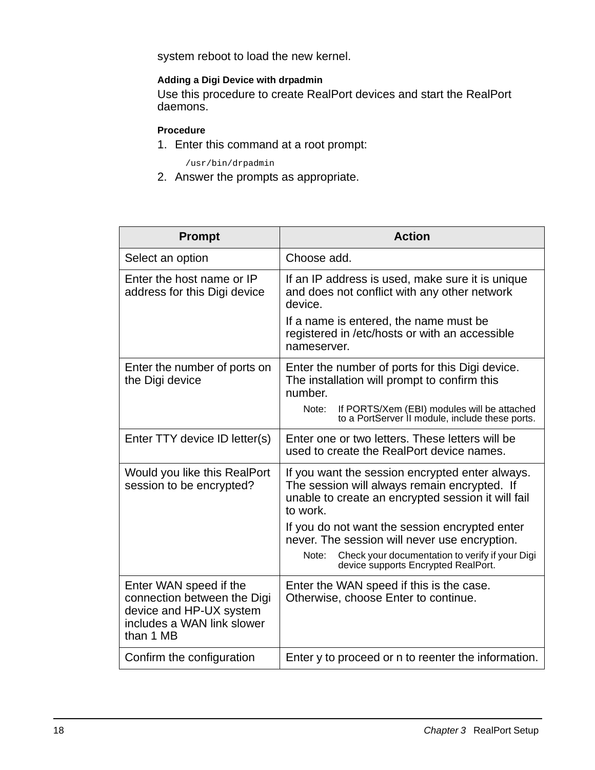system reboot to load the new kernel.

#### Adding a Digi Device with drpadmin

Use this procedure to create RealPort devices and start the RealPort daemons.

#### Procedure

1. Enter this command at a root prompt:

```
/usr/bin/drpadmin
```

2. Answer the prompts as appropriate.

| Prompt | Action |
|---|---|
| Select an option | Choose add. |
| Enter the host name or IP address for this Digi device | If an IP address is used, make sure it is unique and does not conflict with any other network device.<br><br>If a name is entered, the name must be registered in /etc/hosts or with an accessible nameserver. |
| Enter the number of ports on the Digi device | Enter the number of ports for this Digi device. The installation will prompt to confirm this number.<br><br>Note: If PORTS/Xem (EBI) modules will be attached to a PortServer II module, include these ports. |
| Enter TTY device ID letter(s) | Enter one or two letters. These letters will be used to create the RealPort device names. |
| Would you like this RealPort session to be encrypted? | If you want the session encrypted enter always. The session will always remain encrypted. If unable to create an encrypted session it will fail to work.<br><br>If you do not want the session encrypted enter never. The session will never use encryption.<br><br>Note: Check your documentation to verify if your Digi device supports Encrypted RealPort. |
| Enter WAN speed if the connection between the Digi device and HP-UX system includes a WAN link slower than 1 MB | Enter the WAN speed if this is the case. Otherwise, choose Enter to continue. |
| Confirm the configuration | Enter y to proceed or n to reenter the information. |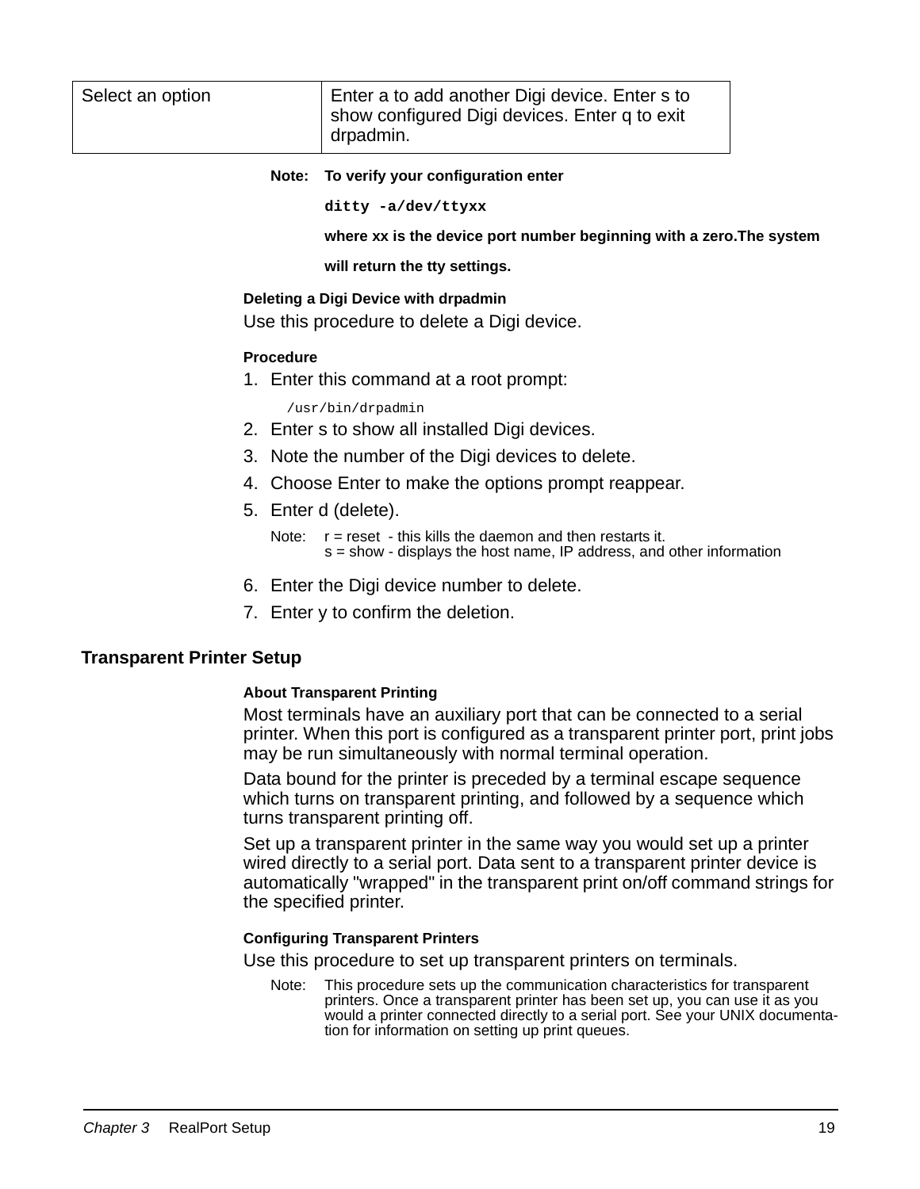| Select an option | Enter a to add another Digi device. Enter s to show configured Digi devices. Enter q to exit drpadmin. |
|---|---|

**Note: To verify your configuration enter**

**`ditty -a/dev/ttyxx`**

**where xx is the device port number beginning with a zero.The system will return the tty settings.**

#### Deleting a Digi Device with drpadmin

Use this procedure to delete a Digi device.

#### Procedure

1. Enter this command at a root prompt:

   ```
   /usr/bin/drpadmin
   ```

2. Enter s to show all installed Digi devices.
3. Note the number of the Digi devices to delete.
4. Choose Enter to make the options prompt reappear.
5. Enter d (delete).

   Note: r = reset - this kills the daemon and then restarts it.
   s = show - displays the host name, IP address, and other information

6. Enter the Digi device number to delete.
7. Enter y to confirm the deletion.

## Transparent Printer Setup

#### About Transparent Printing

Most terminals have an auxiliary port that can be connected to a serial printer. When this port is configured as a transparent printer port, print jobs may be run simultaneously with normal terminal operation.

Data bound for the printer is preceded by a terminal escape sequence which turns on transparent printing, and followed by a sequence which turns transparent printing off.

Set up a transparent printer in the same way you would set up a printer wired directly to a serial port. Data sent to a transparent printer device is automatically "wrapped" in the transparent print on/off command strings for the specified printer.

#### Configuring Transparent Printers

Use this procedure to set up transparent printers on terminals.

Note: This procedure sets up the communication characteristics for transparent printers. Once a transparent printer has been set up, you can use it as you would a printer connected directly to a serial port. See your UNIX documentation for information on setting up print queues.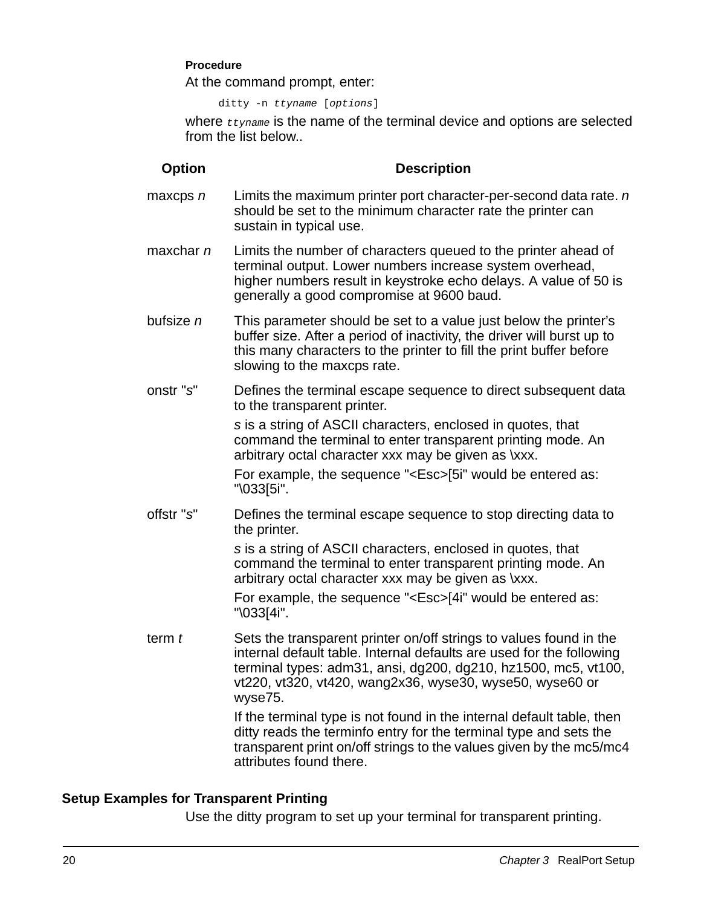**Procedure**

At the command prompt, enter:

```
ditty -n ttyname [options]
```

where *ttyname* is the name of the terminal device and options are selected from the list below..

| Option | Description |
|---|---|
| maxcps *n* | Limits the maximum printer port character-per-second data rate. *n* should be set to the minimum character rate the printer can sustain in typical use. |
| maxchar *n* | Limits the number of characters queued to the printer ahead of terminal output. Lower numbers increase system overhead, higher numbers result in keystroke echo delays. A value of 50 is generally a good compromise at 9600 baud. |
| bufsize *n* | This parameter should be set to a value just below the printer's buffer size. After a period of inactivity, the driver will burst up to this many characters to the printer to fill the print buffer before slowing to the maxcps rate. |
| onstr "*s*" | Defines the terminal escape sequence to direct subsequent data to the transparent printer. <br><br> *s* is a string of ASCII characters, enclosed in quotes, that command the terminal to enter transparent printing mode. An arbitrary octal character xxx may be given as \xxx. <br><br> For example, the sequence "<Esc>[5i" would be entered as: "\033[5i". |
| offstr "*s*" | Defines the terminal escape sequence to stop directing data to the printer. <br><br> *s* is a string of ASCII characters, enclosed in quotes, that command the terminal to enter transparent printing mode. An arbitrary octal character xxx may be given as \xxx. <br><br> For example, the sequence "<Esc>[4i" would be entered as: "\033[4i". |
| term *t* | Sets the transparent printer on/off strings to values found in the internal default table. Internal defaults are used for the following terminal types: adm31, ansi, dg200, dg210, hz1500, mc5, vt100, vt220, vt320, vt420, wang2x36, wyse30, wyse50, wyse60 or wyse75. <br><br> If the terminal type is not found in the internal default table, then ditty reads the terminfo entry for the terminal type and sets the transparent print on/off strings to the values given by the mc5/mc4 attributes found there. |

## Setup Examples for Transparent Printing

Use the ditty program to set up your terminal for transparent printing.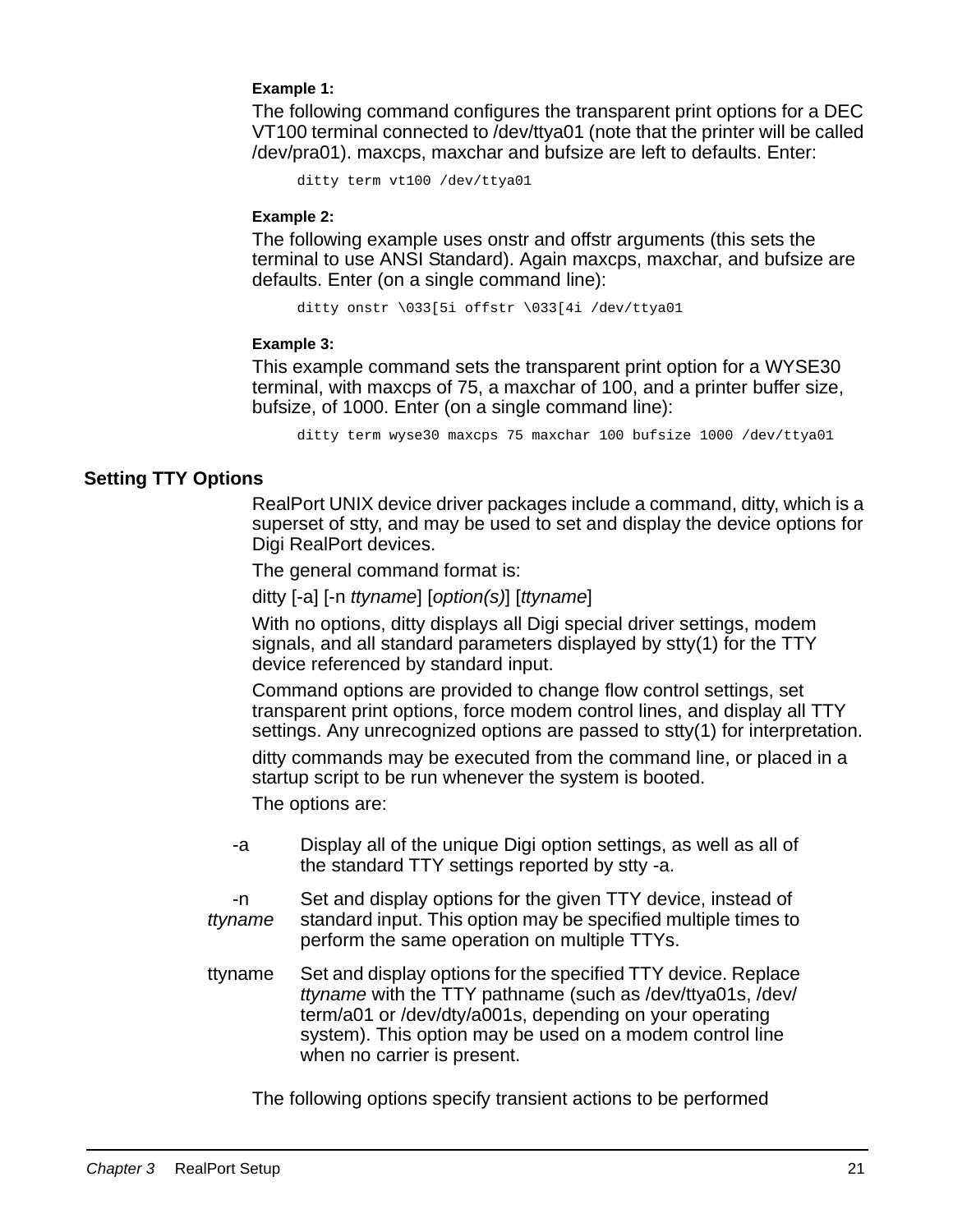**Example 1:**

The following command configures the transparent print options for a DEC VT100 terminal connected to /dev/ttya01 (note that the printer will be called /dev/pra01). maxcps, maxchar and bufsize are left to defaults. Enter:

```
ditty term vt100 /dev/ttya01
```

**Example 2:**

The following example uses onstr and offstr arguments (this sets the terminal to use ANSI Standard). Again maxcps, maxchar, and bufsize are defaults. Enter (on a single command line):

```
ditty onstr \033[5i offstr \033[4i /dev/ttya01
```

**Example 3:**

This example command sets the transparent print option for a WYSE30 terminal, with maxcps of 75, a maxchar of 100, and a printer buffer size, bufsize, of 1000. Enter (on a single command line):

```
ditty term wyse30 maxcps 75 maxchar 100 bufsize 1000 /dev/ttya01
```

## Setting TTY Options

RealPort UNIX device driver packages include a command, ditty, which is a superset of stty, and may be used to set and display the device options for Digi RealPort devices.

The general command format is:

ditty [-a] [-n *ttyname*] [*option(s)*] [*ttyname*]

With no options, ditty displays all Digi special driver settings, modem signals, and all standard parameters displayed by stty(1) for the TTY device referenced by standard input.

Command options are provided to change flow control settings, set transparent print options, force modem control lines, and display all TTY settings. Any unrecognized options are passed to stty(1) for interpretation.

ditty commands may be executed from the command line, or placed in a startup script to be run whenever the system is booted.

The options are:

-a
: Display all of the unique Digi option settings, as well as all of the standard TTY settings reported by stty -a.

-n *ttyname*
: Set and display options for the given TTY device, instead of standard input. This option may be specified multiple times to perform the same operation on multiple TTYs.

ttyname
: Set and display options for the specified TTY device. Replace *ttyname* with the TTY pathname (such as /dev/ttya01s, /dev/term/a01 or /dev/dty/a001s, depending on your operating system). This option may be used on a modem control line when no carrier is present.

The following options specify transient actions to be performed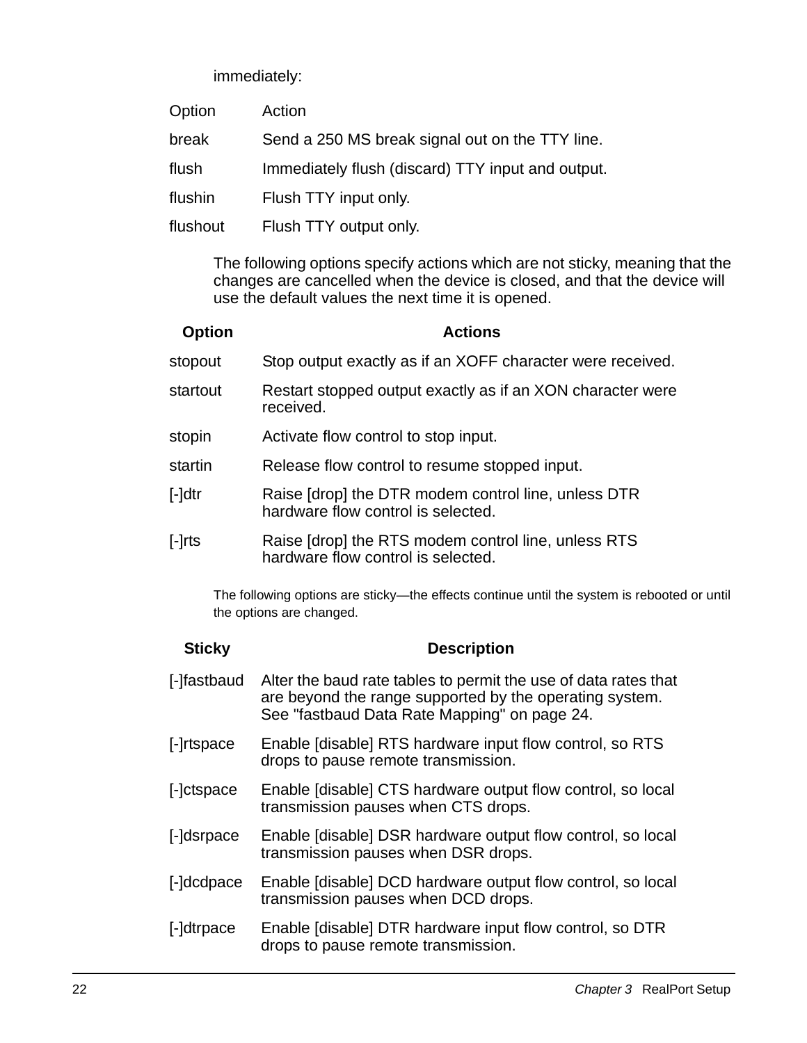immediately:

| Option | Action |
| --- | --- |
| break | Send a 250 MS break signal out on the TTY line. |
| flush | Immediately flush (discard) TTY input and output. |
| flushin | Flush TTY input only. |
| flushout | Flush TTY output only. |

The following options specify actions which are not sticky, meaning that the changes are cancelled when the device is closed, and that the device will use the default values the next time it is opened.

| Option | Actions |
| --- | --- |
| stopout | Stop output exactly as if an XOFF character were received. |
| startout | Restart stopped output exactly as if an XON character were received. |
| stopin | Activate flow control to stop input. |
| startin | Release flow control to resume stopped input. |
| [-]dtr | Raise [drop] the DTR modem control line, unless DTR hardware flow control is selected. |
| [-]rts | Raise [drop] the RTS modem control line, unless RTS hardware flow control is selected. |

The following options are sticky—the effects continue until the system is rebooted or until the options are changed.

| Sticky | Description |
| --- | --- |
| [-]fastbaud | Alter the baud rate tables to permit the use of data rates that are beyond the range supported by the operating system. See "fastbaud Data Rate Mapping" on page 24. |
| [-]rtspace | Enable [disable] RTS hardware input flow control, so RTS drops to pause remote transmission. |
| [-]ctspace | Enable [disable] CTS hardware output flow control, so local transmission pauses when CTS drops. |
| [-]dsrpace | Enable [disable] DSR hardware output flow control, so local transmission pauses when DSR drops. |
| [-]dcdpace | Enable [disable] DCD hardware output flow control, so local transmission pauses when DCD drops. |
| [-]dtrpace | Enable [disable] DTR hardware input flow control, so DTR drops to pause remote transmission. |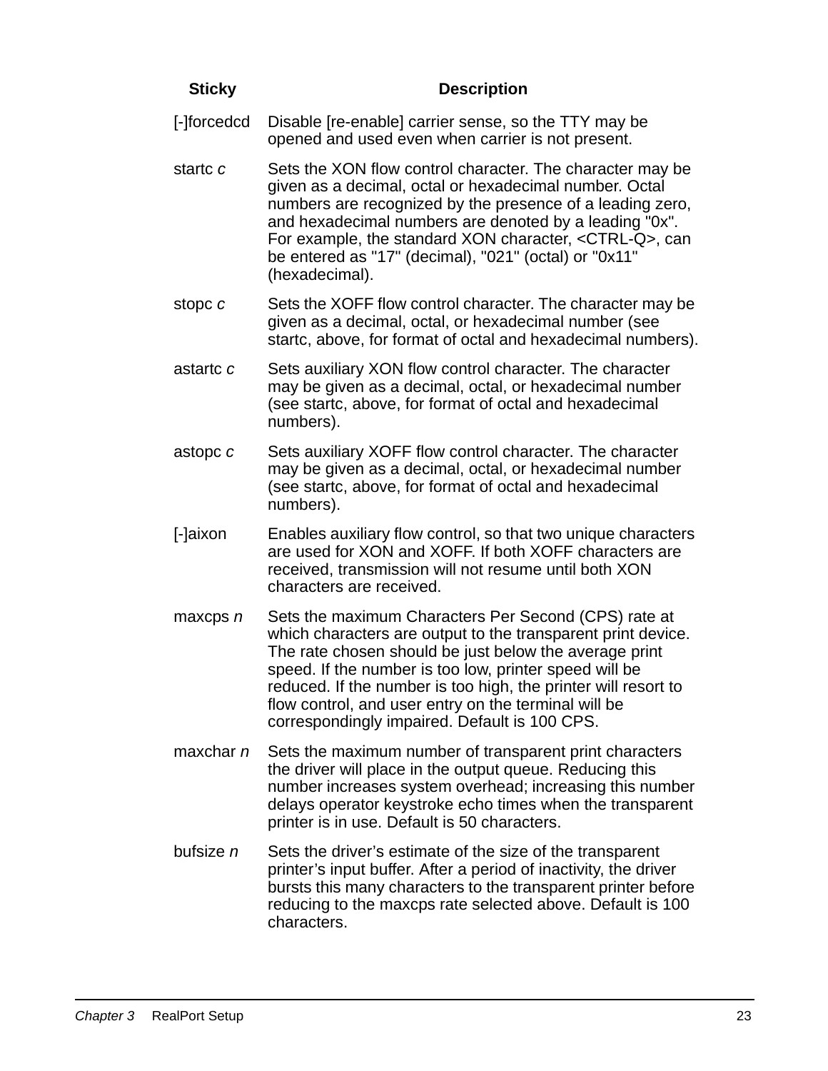| Sticky | Description |
| --- | --- |
| [-]forcedcd | Disable [re-enable] carrier sense, so the TTY may be opened and used even when carrier is not present. |
| startc *c* | Sets the XON flow control character. The character may be given as a decimal, octal or hexadecimal number. Octal numbers are recognized by the presence of a leading zero, and hexadecimal numbers are denoted by a leading "0x". For example, the standard XON character, <CTRL-Q>, can be entered as "17" (decimal), "021" (octal) or "0x11" (hexadecimal). |
| stopc *c* | Sets the XOFF flow control character. The character may be given as a decimal, octal, or hexadecimal number (see startc, above, for format of octal and hexadecimal numbers). |
| astartc *c* | Sets auxiliary XON flow control character. The character may be given as a decimal, octal, or hexadecimal number (see startc, above, for format of octal and hexadecimal numbers). |
| astopc *c* | Sets auxiliary XOFF flow control character. The character may be given as a decimal, octal, or hexadecimal number (see startc, above, for format of octal and hexadecimal numbers). |
| [-]aixon | Enables auxiliary flow control, so that two unique characters are used for XON and XOFF. If both XOFF characters are received, transmission will not resume until both XON characters are received. |
| maxcps *n* | Sets the maximum Characters Per Second (CPS) rate at which characters are output to the transparent print device. The rate chosen should be just below the average print speed. If the number is too low, printer speed will be reduced. If the number is too high, the printer will resort to flow control, and user entry on the terminal will be correspondingly impaired. Default is 100 CPS. |
| maxchar *n* | Sets the maximum number of transparent print characters the driver will place in the output queue. Reducing this number increases system overhead; increasing this number delays operator keystroke echo times when the transparent printer is in use. Default is 50 characters. |
| bufsize *n* | Sets the driver's estimate of the size of the transparent printer's input buffer. After a period of inactivity, the driver bursts this many characters to the transparent printer before reducing to the maxcps rate selected above. Default is 100 characters. |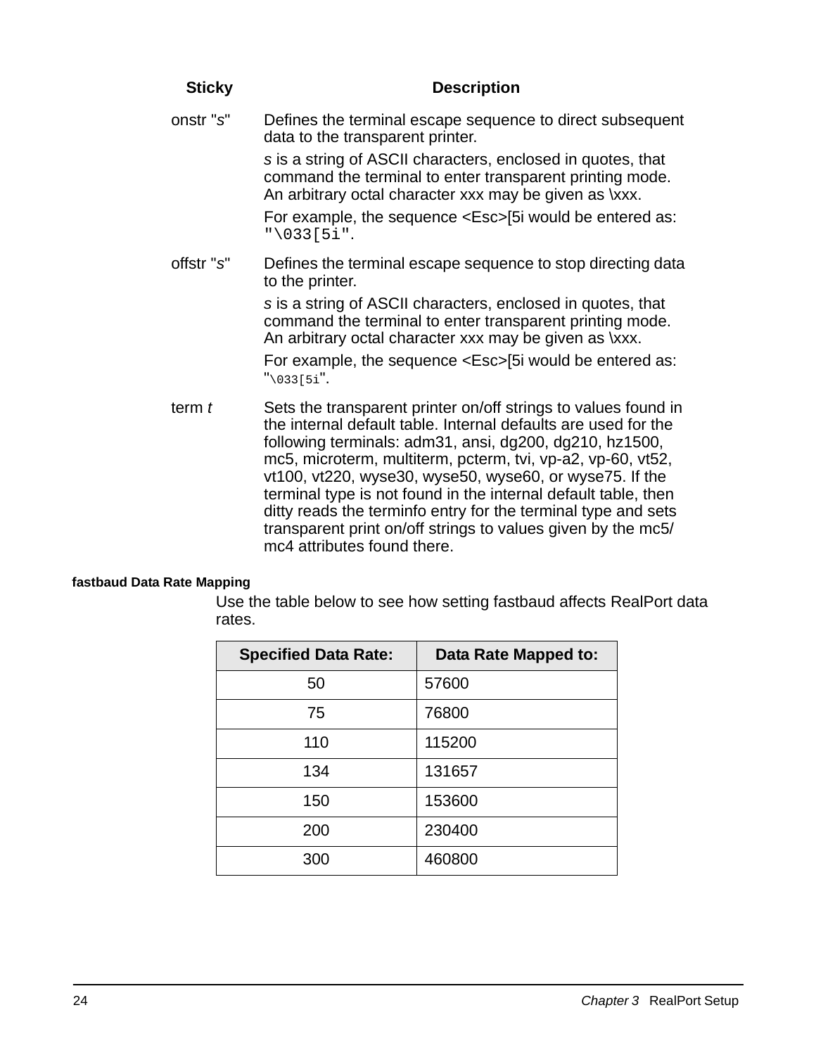| Sticky | Description |
|---|---|
| onstr "*s*" | Defines the terminal escape sequence to direct subsequent data to the transparent printer.<br>*s* is a string of ASCII characters, enclosed in quotes, that command the terminal to enter transparent printing mode. An arbitrary octal character xxx may be given as \xxx.<br>For example, the sequence <Esc>[5i would be entered as: `"\033[5i"`. |
| offstr "*s*" | Defines the terminal escape sequence to stop directing data to the printer.<br>*s* is a string of ASCII characters, enclosed in quotes, that command the terminal to enter transparent printing mode. An arbitrary octal character xxx may be given as \xxx.<br>For example, the sequence <Esc>[5i would be entered as: "`\033[5i`". |
| term *t* | Sets the transparent printer on/off strings to values found in the internal default table. Internal defaults are used for the following terminals: adm31, ansi, dg200, dg210, hz1500, mc5, microterm, multiterm, pcterm, tvi, vp-a2, vp-60, vt52, vt100, vt220, wyse30, wyse50, wyse60, or wyse75. If the terminal type is not found in the internal default table, then ditty reads the terminfo entry for the terminal type and sets transparent print on/off strings to values given by the mc5/mc4 attributes found there. |

#### fastbaud Data Rate Mapping

Use the table below to see how setting fastbaud affects RealPort data rates.

| Specified Data Rate: | Data Rate Mapped to: |
|---|---|
| 50 | 57600 |
| 75 | 76800 |
| 110 | 115200 |
| 134 | 131657 |
| 150 | 153600 |
| 200 | 230400 |
| 300 | 460800 |